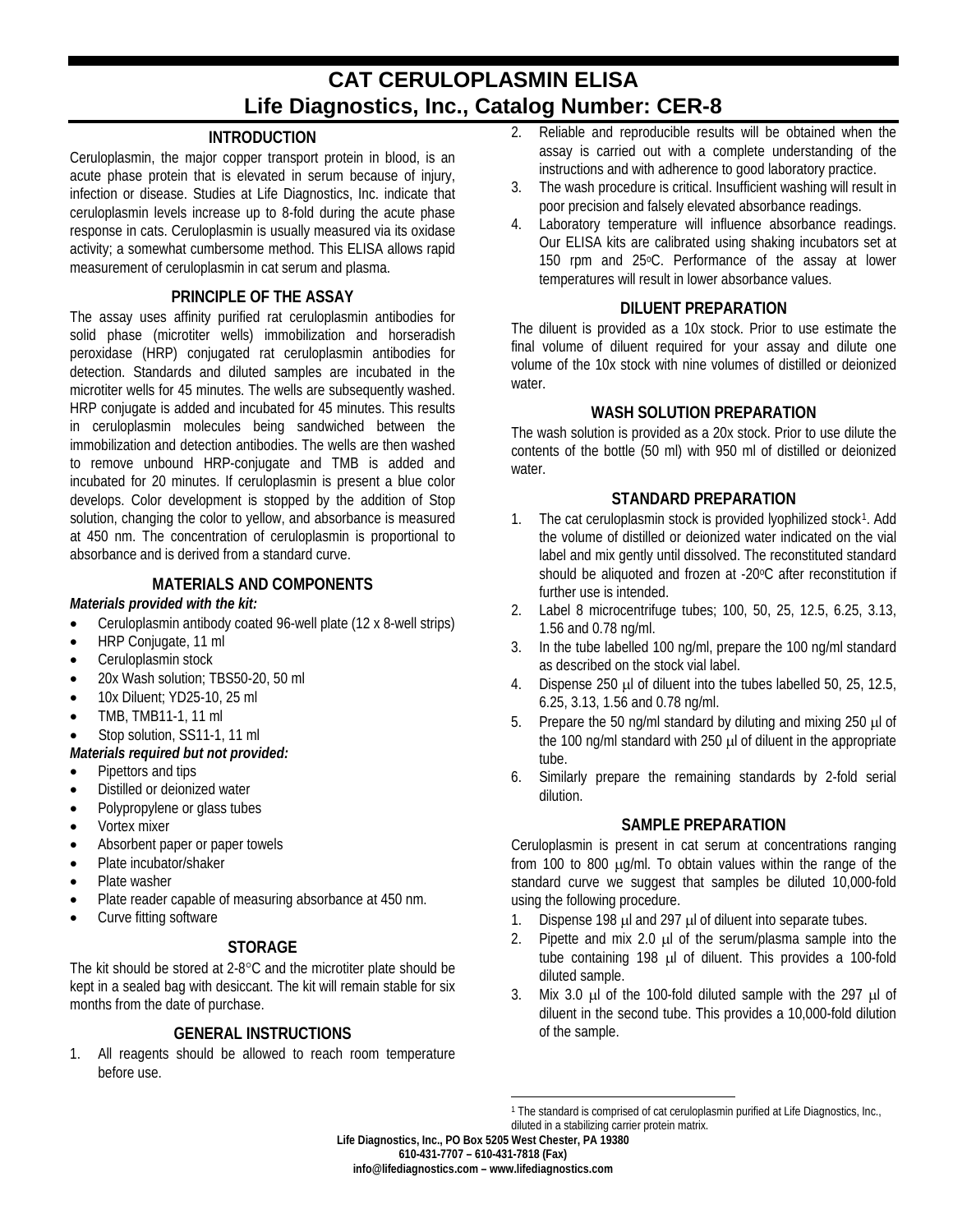# CAT CERULOPLASMIN ELISA
# Life Diagnostics, Inc., Catalog Number: CER-8

## INTRODUCTION

Ceruloplasmin, the major copper transport protein in blood, is an acute phase protein that is elevated in serum because of injury, infection or disease. Studies at Life Diagnostics, Inc. indicate that ceruloplasmin levels increase up to 8-fold during the acute phase response in cats. Ceruloplasmin is usually measured via its oxidase activity; a somewhat cumbersome method. This ELISA allows rapid measurement of ceruloplasmin in cat serum and plasma.

## PRINCIPLE OF THE ASSAY

The assay uses affinity purified rat ceruloplasmin antibodies for solid phase (microtiter wells) immobilization and horseradish peroxidase (HRP) conjugated rat ceruloplasmin antibodies for detection. Standards and diluted samples are incubated in the microtiter wells for 45 minutes. The wells are subsequently washed. HRP conjugate is added and incubated for 45 minutes. This results in ceruloplasmin molecules being sandwiched between the immobilization and detection antibodies. The wells are then washed to remove unbound HRP-conjugate and TMB is added and incubated for 20 minutes. If ceruloplasmin is present a blue color develops. Color development is stopped by the addition of Stop solution, changing the color to yellow, and absorbance is measured at 450 nm. The concentration of ceruloplasmin is proportional to absorbance and is derived from a standard curve.

## MATERIALS AND COMPONENTS

***Materials provided with the kit:***

- Ceruloplasmin antibody coated 96-well plate (12 x 8-well strips)
- HRP Conjugate, 11 ml
- Ceruloplasmin stock
- 20x Wash solution; TBS50-20, 50 ml
- 10x Diluent; YD25-10, 25 ml
- TMB, TMB11-1, 11 ml
- Stop solution, SS11-1, 11 ml

***Materials required but not provided:***

- Pipettors and tips
- Distilled or deionized water
- Polypropylene or glass tubes
- Vortex mixer
- Absorbent paper or paper towels
- Plate incubator/shaker
- Plate washer
- Plate reader capable of measuring absorbance at 450 nm.
- Curve fitting software

## STORAGE

The kit should be stored at 2-8°C and the microtiter plate should be kept in a sealed bag with desiccant. The kit will remain stable for six months from the date of purchase.

## GENERAL INSTRUCTIONS

1. All reagents should be allowed to reach room temperature before use.
2. Reliable and reproducible results will be obtained when the assay is carried out with a complete understanding of the instructions and with adherence to good laboratory practice.
3. The wash procedure is critical. Insufficient washing will result in poor precision and falsely elevated absorbance readings.
4. Laboratory temperature will influence absorbance readings. Our ELISA kits are calibrated using shaking incubators set at 150 rpm and 25°C. Performance of the assay at lower temperatures will result in lower absorbance values.

## DILUENT PREPARATION

The diluent is provided as a 10x stock. Prior to use estimate the final volume of diluent required for your assay and dilute one volume of the 10x stock with nine volumes of distilled or deionized water.

## WASH SOLUTION PREPARATION

The wash solution is provided as a 20x stock. Prior to use dilute the contents of the bottle (50 ml) with 950 ml of distilled or deionized water.

## STANDARD PREPARATION

1. The cat ceruloplasmin stock is provided lyophilized stock[1]. Add the volume of distilled or deionized water indicated on the vial label and mix gently until dissolved. The reconstituted standard should be aliquoted and frozen at -20°C after reconstitution if further use is intended.
2. Label 8 microcentrifuge tubes; 100, 50, 25, 12.5, 6.25, 3.13, 1.56 and 0.78 ng/ml.
3. In the tube labelled 100 ng/ml, prepare the 100 ng/ml standard as described on the stock vial label.
4. Dispense 250 μl of diluent into the tubes labelled 50, 25, 12.5, 6.25, 3.13, 1.56 and 0.78 ng/ml.
5. Prepare the 50 ng/ml standard by diluting and mixing 250 μl of the 100 ng/ml standard with 250 μl of diluent in the appropriate tube.
6. Similarly prepare the remaining standards by 2-fold serial dilution.

## SAMPLE PREPARATION

Ceruloplasmin is present in cat serum at concentrations ranging from 100 to 800 μg/ml. To obtain values within the range of the standard curve we suggest that samples be diluted 10,000-fold using the following procedure.

1. Dispense 198 μl and 297 μl of diluent into separate tubes.
2. Pipette and mix 2.0 μl of the serum/plasma sample into the tube containing 198 μl of diluent. This provides a 100-fold diluted sample.
3. Mix 3.0 μl of the 100-fold diluted sample with the 297 μl of diluent in the second tube. This provides a 10,000-fold dilution of the sample.

[1] The standard is comprised of cat ceruloplasmin purified at Life Diagnostics, Inc., diluted in a stabilizing carrier protein matrix.

Life Diagnostics, Inc., PO Box 5205 West Chester, PA 19380
610-431-7707 – 610-431-7818 (Fax)
info@lifediagnostics.com – www.lifediagnostics.com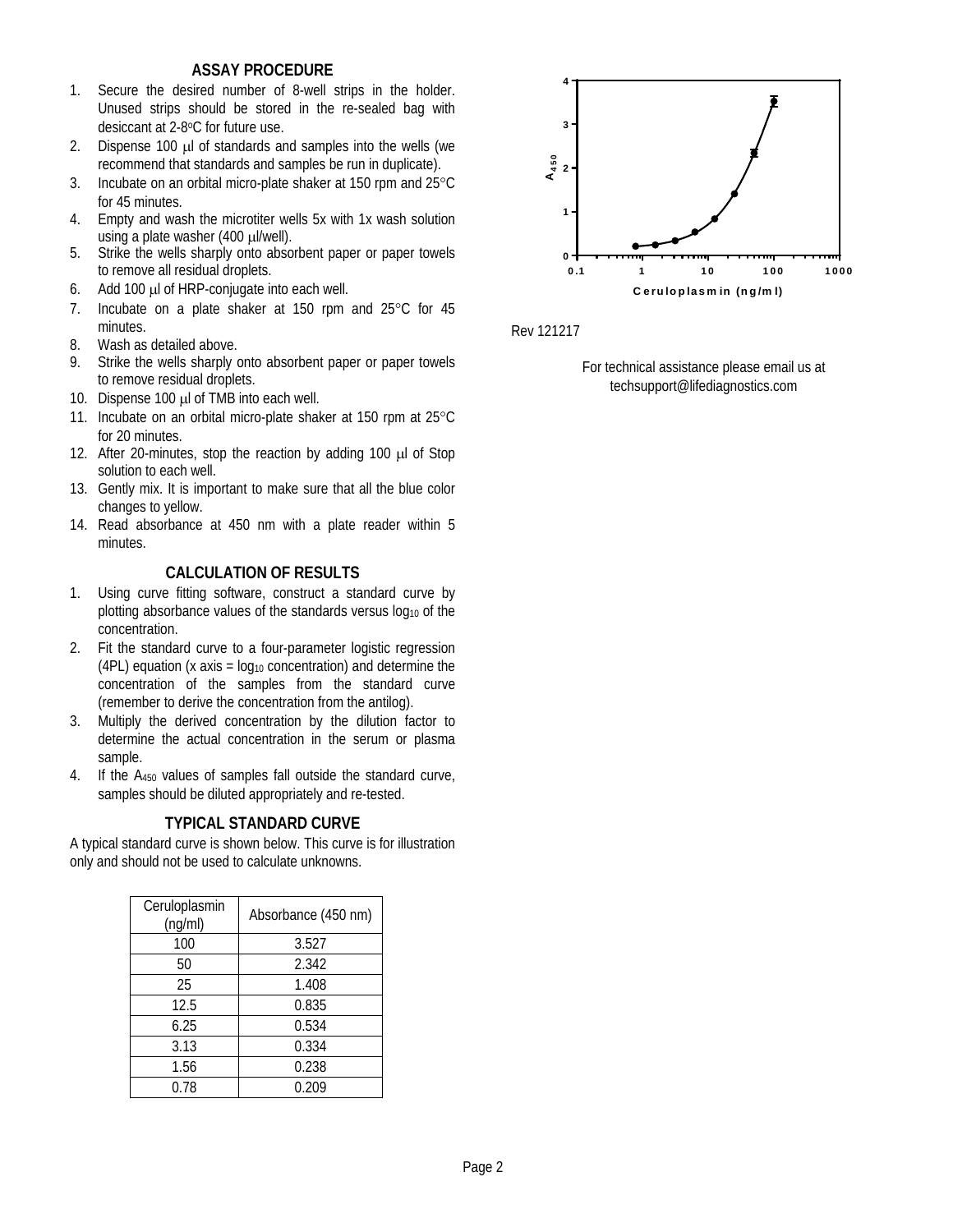## ASSAY PROCEDURE

1. Secure the desired number of 8-well strips in the holder. Unused strips should be stored in the re-sealed bag with desiccant at 2-8°C for future use.
2. Dispense 100 μl of standards and samples into the wells (we recommend that standards and samples be run in duplicate).
3. Incubate on an orbital micro-plate shaker at 150 rpm and 25°C for 45 minutes.
4. Empty and wash the microtiter wells 5x with 1x wash solution using a plate washer (400 μl/well).
5. Strike the wells sharply onto absorbent paper or paper towels to remove all residual droplets.
6. Add 100 μl of HRP-conjugate into each well.
7. Incubate on a plate shaker at 150 rpm and 25°C for 45 minutes.
8. Wash as detailed above.
9. Strike the wells sharply onto absorbent paper or paper towels to remove residual droplets.
10. Dispense 100 μl of TMB into each well.
11. Incubate on an orbital micro-plate shaker at 150 rpm at 25°C for 20 minutes.
12. After 20-minutes, stop the reaction by adding 100 μl of Stop solution to each well.
13. Gently mix. It is important to make sure that all the blue color changes to yellow.
14. Read absorbance at 450 nm with a plate reader within 5 minutes.

## CALCULATION OF RESULTS

1. Using curve fitting software, construct a standard curve by plotting absorbance values of the standards versus $\log_{10}$ of the concentration.
2. Fit the standard curve to a four-parameter logistic regression (4PL) equation (x axis = $\log_{10}$ concentration) and determine the concentration of the samples from the standard curve (remember to derive the concentration from the antilog).
3. Multiply the derived concentration by the dilution factor to determine the actual concentration in the serum or plasma sample.
4. If the $A_{450}$ values of samples fall outside the standard curve, samples should be diluted appropriately and re-tested.

## TYPICAL STANDARD CURVE

A typical standard curve is shown below. This curve is for illustration only and should not be used to calculate unknowns.

| Ceruloplasmin (ng/ml) | Absorbance (450 nm) |
|---|---|
| 100 | 3.527 |
| 50 | 2.342 |
| 25 | 1.408 |
| 12.5 | 0.835 |
| 6.25 | 0.534 |
| 3.13 | 0.334 |
| 1.56 | 0.238 |
| 0.78 | 0.209 |

$A_{450}$

4
3
2
1
0

0.1 1 10 100 1000

Ceruloplasmin (ng/ml)

Rev 121217

For technical assistance please email us at techsupport@lifediagnostics.com